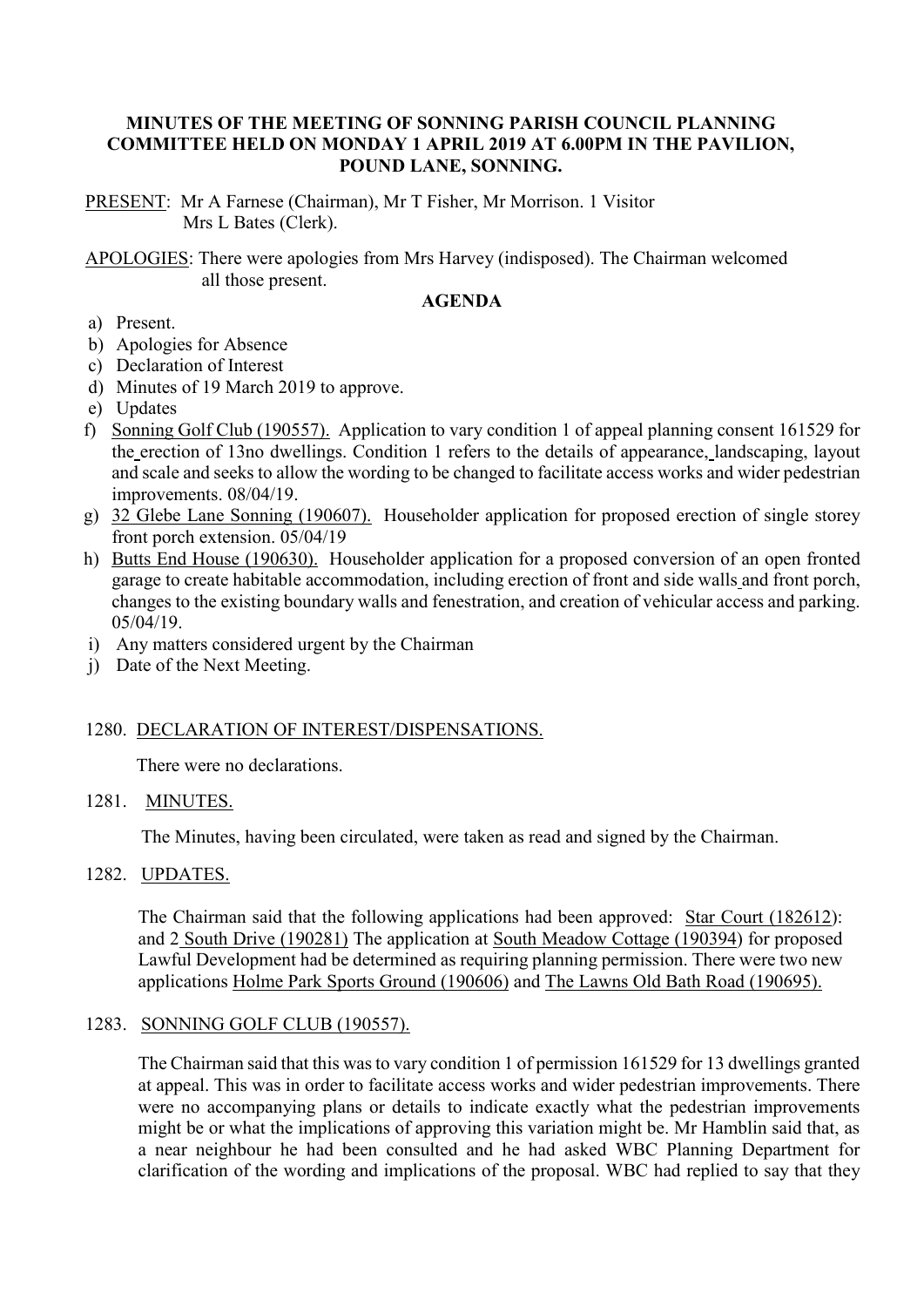**MINUTES OF THE MEETING OF SONNING PARISH COUNCIL PLANNING COMMITTEE HELD ON MONDAY 1 APRIL 2019 AT 6.00PM IN THE PAVILION, POUND LANE, SONNING.**

PRESENT: Mr A Farnese (Chairman), Mr T Fisher, Mr Morrison. 1 Visitor
Mrs L Bates (Clerk).

APOLOGIES: There were apologies from Mrs Harvey (indisposed). The Chairman welcomed all those present.

**AGENDA**

a) Present.
b) Apologies for Absence
c) Declaration of Interest
d) Minutes of 19 March 2019 to approve.
e) Updates
f) Sonning Golf Club (190557). Application to vary condition 1 of appeal planning consent 161529 for the erection of 13no dwellings. Condition 1 refers to the details of appearance, landscaping, layout and scale and seeks to allow the wording to be changed to facilitate access works and wider pedestrian improvements. 08/04/19.
g) 32 Glebe Lane Sonning (190607). Householder application for proposed erection of single storey front porch extension. 05/04/19
h) Butts End House (190630). Householder application for a proposed conversion of an open fronted garage to create habitable accommodation, including erection of front and side walls and front porch, changes to the existing boundary walls and fenestration, and creation of vehicular access and parking. 05/04/19.
i) Any matters considered urgent by the Chairman
j) Date of the Next Meeting.

1280. DECLARATION OF INTEREST/DISPENSATIONS.

There were no declarations.

1281. MINUTES.

The Minutes, having been circulated, were taken as read and signed by the Chairman.

1282. UPDATES.

The Chairman said that the following applications had been approved: Star Court (182612): and 2 South Drive (190281) The application at South Meadow Cottage (190394) for proposed Lawful Development had be determined as requiring planning permission. There were two new applications Holme Park Sports Ground (190606) and The Lawns Old Bath Road (190695).

1283. SONNING GOLF CLUB (190557).

The Chairman said that this was to vary condition 1 of permission 161529 for 13 dwellings granted at appeal. This was in order to facilitate access works and wider pedestrian improvements. There were no accompanying plans or details to indicate exactly what the pedestrian improvements might be or what the implications of approving this variation might be. Mr Hamblin said that, as a near neighbour he had been consulted and he had asked WBC Planning Department for clarification of the wording and implications of the proposal. WBC had replied to say that they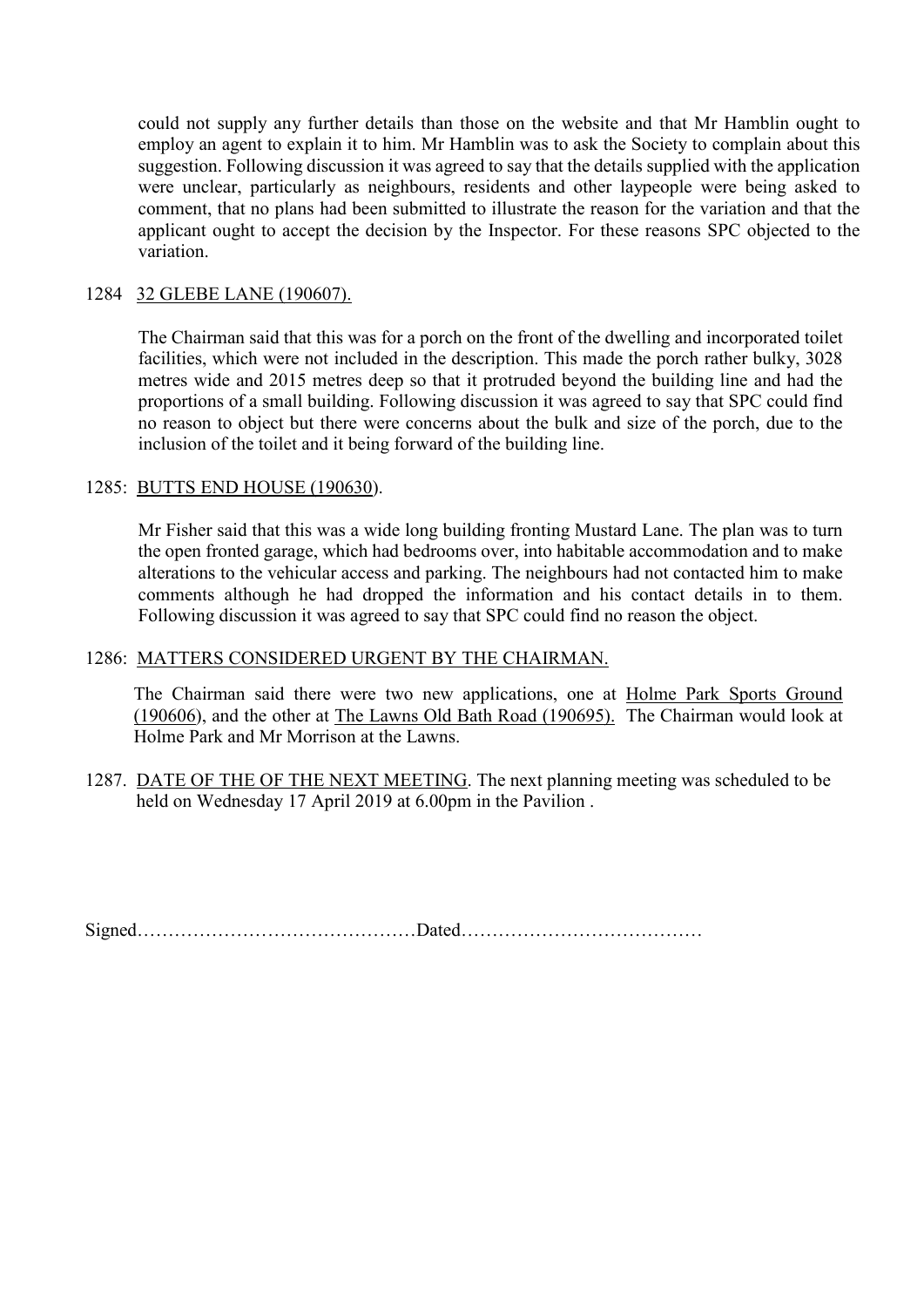could not supply any further details than those on the website and that Mr Hamblin ought to employ an agent to explain it to him. Mr Hamblin was to ask the Society to complain about this suggestion. Following discussion it was agreed to say that the details supplied with the application were unclear, particularly as neighbours, residents and other laypeople were being asked to comment, that no plans had been submitted to illustrate the reason for the variation and that the applicant ought to accept the decision by the Inspector. For these reasons SPC objected to the variation.

1284 <u>32 GLEBE LANE (190607).</u>

The Chairman said that this was for a porch on the front of the dwelling and incorporated toilet facilities, which were not included in the description. This made the porch rather bulky, 3028 metres wide and 2015 metres deep so that it protruded beyond the building line and had the proportions of a small building. Following discussion it was agreed to say that SPC could find no reason to object but there were concerns about the bulk and size of the porch, due to the inclusion of the toilet and it being forward of the building line.

1285: <u>BUTTS END HOUSE (190630</u>).

Mr Fisher said that this was a wide long building fronting Mustard Lane. The plan was to turn the open fronted garage, which had bedrooms over, into habitable accommodation and to make alterations to the vehicular access and parking. The neighbours had not contacted him to make comments although he had dropped the information and his contact details in to them. Following discussion it was agreed to say that SPC could find no reason the object.

1286: <u>MATTERS CONSIDERED URGENT BY THE CHAIRMAN.</u>

The Chairman said there were two new applications, one at <u>Holme Park Sports Ground (190606)</u>, and the other at <u>The Lawns Old Bath Road (190695).</u> The Chairman would look at Holme Park and Mr Morrison at the Lawns.

1287. <u>DATE OF THE OF THE NEXT MEETING</u>. The next planning meeting was scheduled to be held on Wednesday 17 April 2019 at 6.00pm in the Pavilion .

Signed………………………………………Dated…………………………………